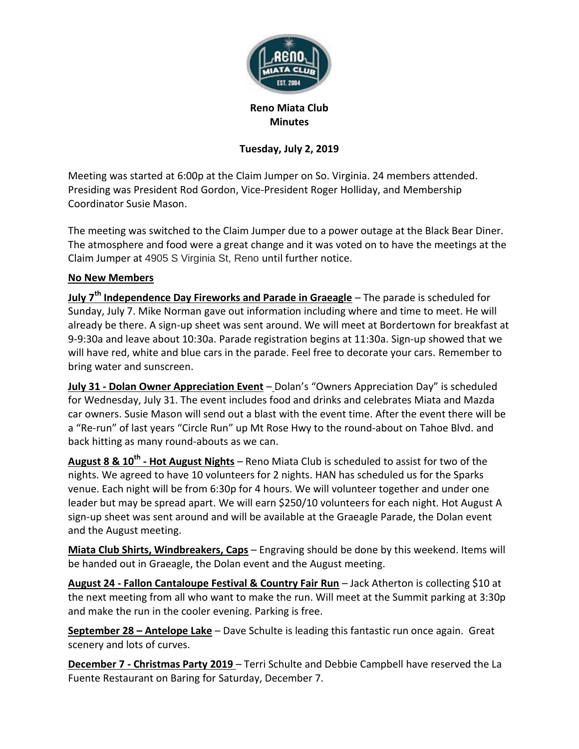**Reno Miata Club**
**Minutes**

**Tuesday, July 2, 2019**

Meeting was started at 6:00p at the Claim Jumper on So. Virginia. 24 members attended. Presiding was President Rod Gordon, Vice-President Roger Holliday, and Membership Coordinator Susie Mason.

The meeting was switched to the Claim Jumper due to a power outage at the Black Bear Diner. The atmosphere and food were a great change and it was voted on to have the meetings at the Claim Jumper at 4905 S Virginia St, Reno until further notice.

**No New Members**

**July 7th Independence Day Fireworks and Parade in Graeagle** – The parade is scheduled for Sunday, July 7. Mike Norman gave out information including where and time to meet. He will already be there. A sign-up sheet was sent around. We will meet at Bordertown for breakfast at 9-9:30a and leave about 10:30a. Parade registration begins at 11:30a. Sign-up showed that we will have red, white and blue cars in the parade. Feel free to decorate your cars. Remember to bring water and sunscreen.

**July 31 - Dolan Owner Appreciation Event** – Dolan's "Owners Appreciation Day" is scheduled for Wednesday, July 31. The event includes food and drinks and celebrates Miata and Mazda car owners. Susie Mason will send out a blast with the event time. After the event there will be a "Re-run" of last years "Circle Run" up Mt Rose Hwy to the round-about on Tahoe Blvd. and back hitting as many round-abouts as we can.

**August 8 & 10th - Hot August Nights** – Reno Miata Club is scheduled to assist for two of the nights. We agreed to have 10 volunteers for 2 nights. HAN has scheduled us for the Sparks venue. Each night will be from 6:30p for 4 hours. We will volunteer together and under one leader but may be spread apart. We will earn $250/10 volunteers for each night. Hot August A sign-up sheet was sent around and will be available at the Graeagle Parade, the Dolan event and the August meeting.

**Miata Club Shirts, Windbreakers, Caps** – Engraving should be done by this weekend. Items will be handed out in Graeagle, the Dolan event and the August meeting.

**August 24 - Fallon Cantaloupe Festival & Country Fair Run** – Jack Atherton is collecting $10 at the next meeting from all who want to make the run. Will meet at the Summit parking at 3:30p and make the run in the cooler evening. Parking is free.

**September 28 – Antelope Lake** – Dave Schulte is leading this fantastic run once again. Great scenery and lots of curves.

**December 7 - Christmas Party 2019** – Terri Schulte and Debbie Campbell have reserved the La Fuente Restaurant on Baring for Saturday, December 7.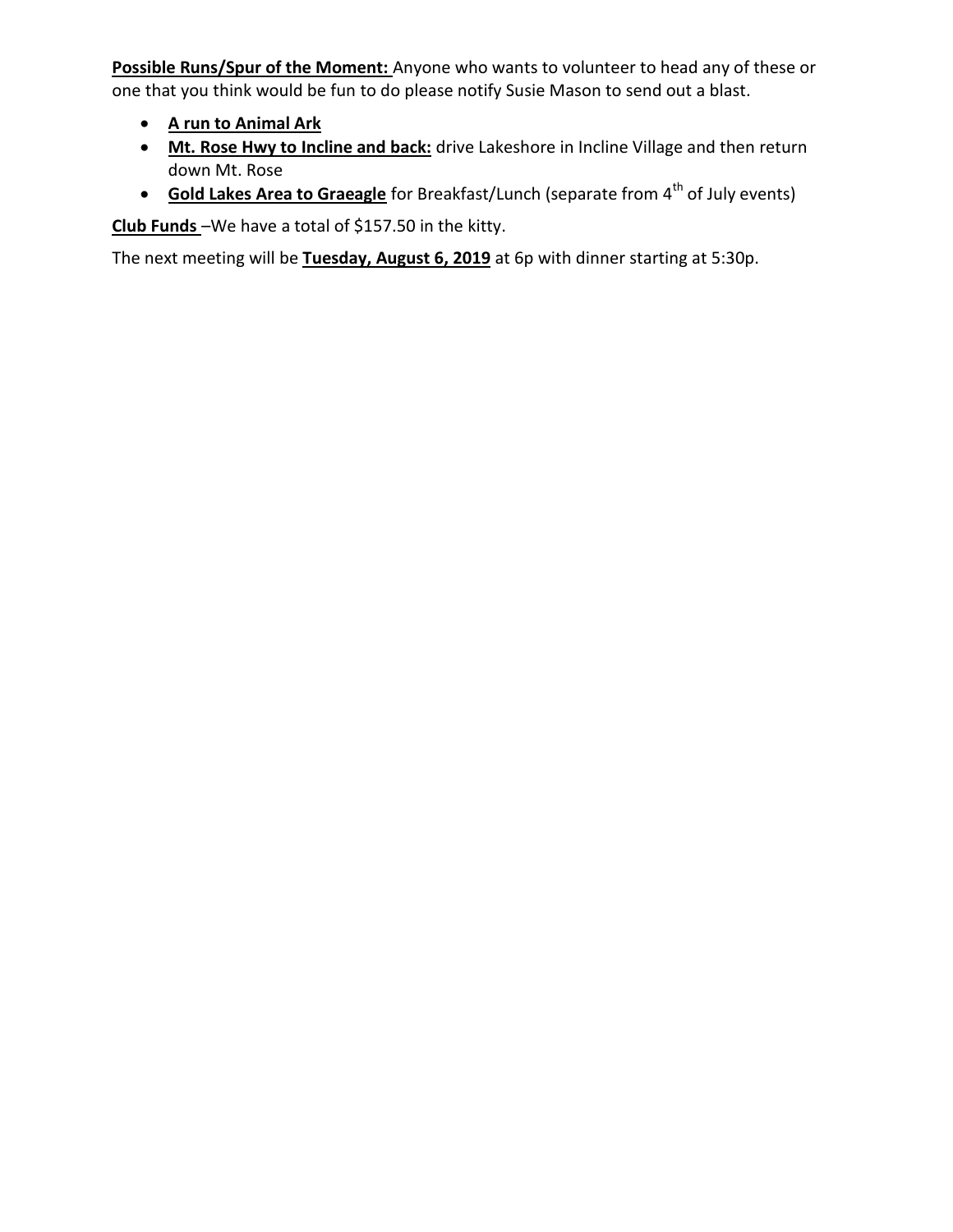**Possible Runs/Spur of the Moment:** Anyone who wants to volunteer to head any of these or one that you think would be fun to do please notify Susie Mason to send out a blast.

- **A run to Animal Ark**
- **Mt. Rose Hwy to Incline and back:** drive Lakeshore in Incline Village and then return down Mt. Rose
- **Gold Lakes Area to Graeagle** for Breakfast/Lunch (separate from 4th of July events)

**Club Funds** –We have a total of $157.50 in the kitty.

The next meeting will be **Tuesday, August 6, 2019** at 6p with dinner starting at 5:30p.